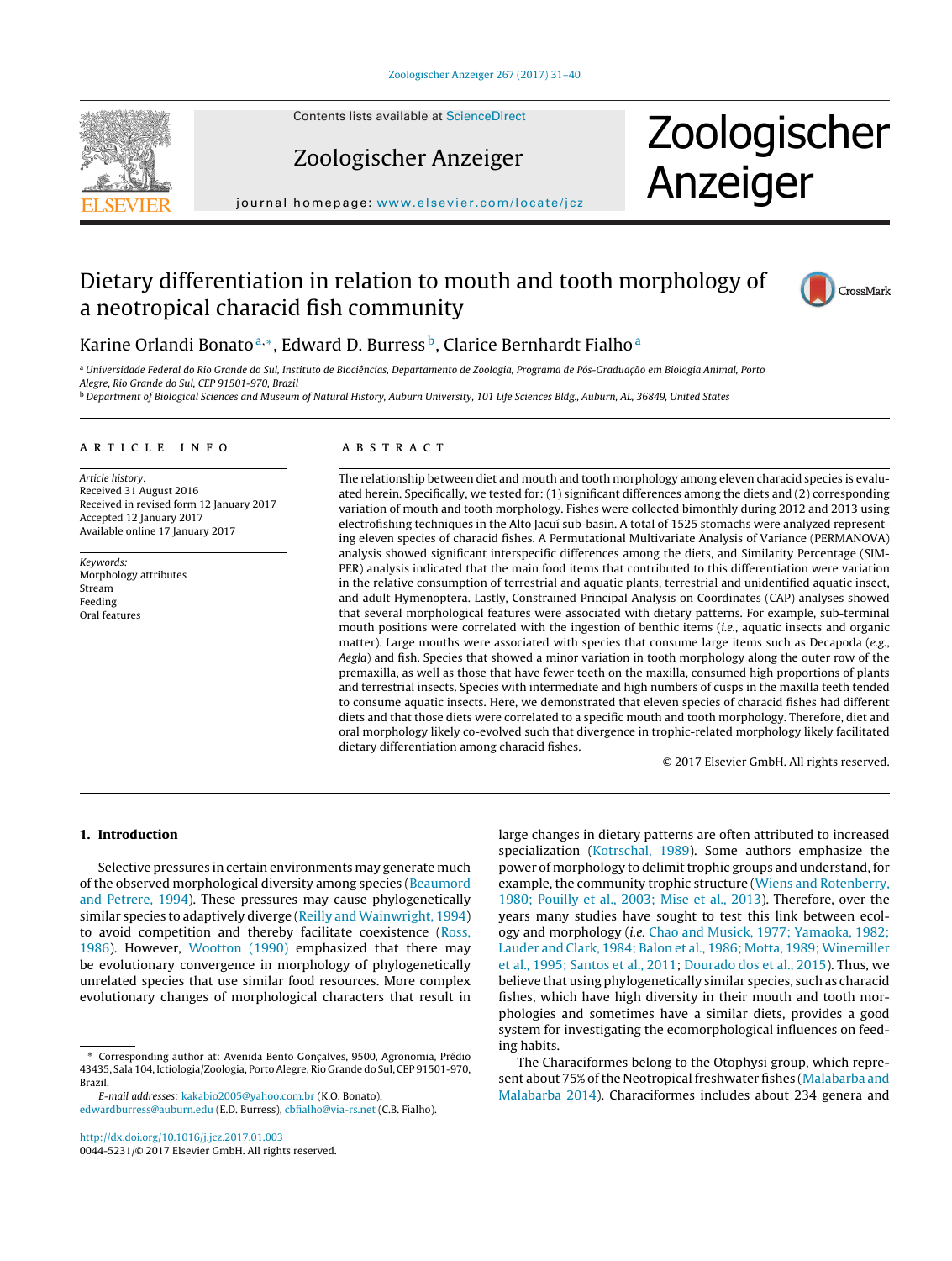# Dietary differentiation in relation to mouth and tooth morphology of a neotropical characid fish community

Karine Orlandi Bonato[a,*], Edward D. Burress[b], Clarice Bernhardt Fialho[a]

[a] Universidade Federal do Rio Grande do Sul, Instituto de Biociências, Departamento de Zoologia, Programa de Pós-Graduação em Biologia Animal, Porto Alegre, Rio Grande do Sul, CEP 91501-970, Brazil

[b] Department of Biological Sciences and Museum of Natural History, Auburn University, 101 Life Sciences Bldg., Auburn, AL, 36849, United States

## ARTICLE INFO

*Article history:*
Received 31 August 2016
Received in revised form 12 January 2017
Accepted 12 January 2017
Available online 17 January 2017

*Keywords:*
Morphology attributes
Stream
Feeding
Oral features

## ABSTRACT

The relationship between diet and mouth and tooth morphology among eleven characid species is evaluated herein. Specifically, we tested for: (1) significant differences among the diets and (2) corresponding variation of mouth and tooth morphology. Fishes were collected bimonthly during 2012 and 2013 using electrofishing techniques in the Alto Jacuí sub-basin. A total of 1525 stomachs were analyzed representing eleven species of characid fishes. A Permutational Multivariate Analysis of Variance (PERMANOVA) analysis showed significant interspecific differences among the diets, and Similarity Percentage (SIMPER) analysis indicated that the main food items that contributed to this differentiation were variation in the relative consumption of terrestrial and aquatic plants, terrestrial and unidentified aquatic insect, and adult Hymenoptera. Lastly, Constrained Principal Analysis on Coordinates (CAP) analyses showed that several morphological features were associated with dietary patterns. For example, sub-terminal mouth positions were correlated with the ingestion of benthic items (*i.e.*, aquatic insects and organic matter). Large mouths were associated with species that consume large items such as Decapoda (*e.g.*, *Aegla*) and fish. Species that showed a minor variation in tooth morphology along the outer row of the premaxilla, as well as those that have fewer teeth on the maxilla, consumed high proportions of plants and terrestrial insects. Species with intermediate and high numbers of cusps in the maxilla teeth tended to consume aquatic insects. Here, we demonstrated that eleven species of characid fishes had different diets and that those diets were correlated to a specific mouth and tooth morphology. Therefore, diet and oral morphology likely co-evolved such that divergence in trophic-related morphology likely facilitated dietary differentiation among characid fishes.

© 2017 Elsevier GmbH. All rights reserved.

## 1. Introduction

Selective pressures in certain environments may generate much of the observed morphological diversity among species (Beaumord and Petrere, 1994). These pressures may cause phylogenetically similar species to adaptively diverge (Reilly and Wainwright, 1994) to avoid competition and thereby facilitate coexistence (Ross, 1986). However, Wootton (1990) emphasized that there may be evolutionary convergence in morphology of phylogenetically unrelated species that use similar food resources. More complex evolutionary changes of morphological characters that result in large changes in dietary patterns are often attributed to increased specialization (Kotrschal, 1989). Some authors emphasize the power of morphology to delimit trophic groups and understand, for example, the community trophic structure (Wiens and Rotenberry, 1980; Pouilly et al., 2003; Mise et al., 2013). Therefore, over the years many studies have sought to test this link between ecology and morphology (*i.e.* Chao and Musick, 1977; Yamaoka, 1982; Lauder and Clark, 1984; Balon et al., 1986; Motta, 1989; Winemiller et al., 1995; Santos et al., 2011; Dourado dos et al., 2015). Thus, we believe that using phylogenetically similar species, such as characid fishes, which have high diversity in their mouth and tooth morphologies and sometimes have a similar diets, provides a good system for investigating the ecomorphological influences on feeding habits.

The Characiformes belong to the Otophysi group, which represent about 75% of the Neotropical freshwater fishes (Malabarba and Malabarba 2014). Characiformes includes about 234 genera and

---

* Corresponding author at: Avenida Bento Gonçalves, 9500, Agronomia, Prédio 43435, Sala 104, Ictiologia/Zoologia, Porto Alegre, Rio Grande do Sul, CEP 91501-970, Brazil.

*E-mail addresses:* kakabio2005@yahoo.com.br (K.O. Bonato), edwardburress@auburn.edu (E.D. Burress), cbfialho@via-rs.net (C.B. Fialho).

http://dx.doi.org/10.1016/j.jcz.2017.01.003
0044-5231/© 2017 Elsevier GmbH. All rights reserved.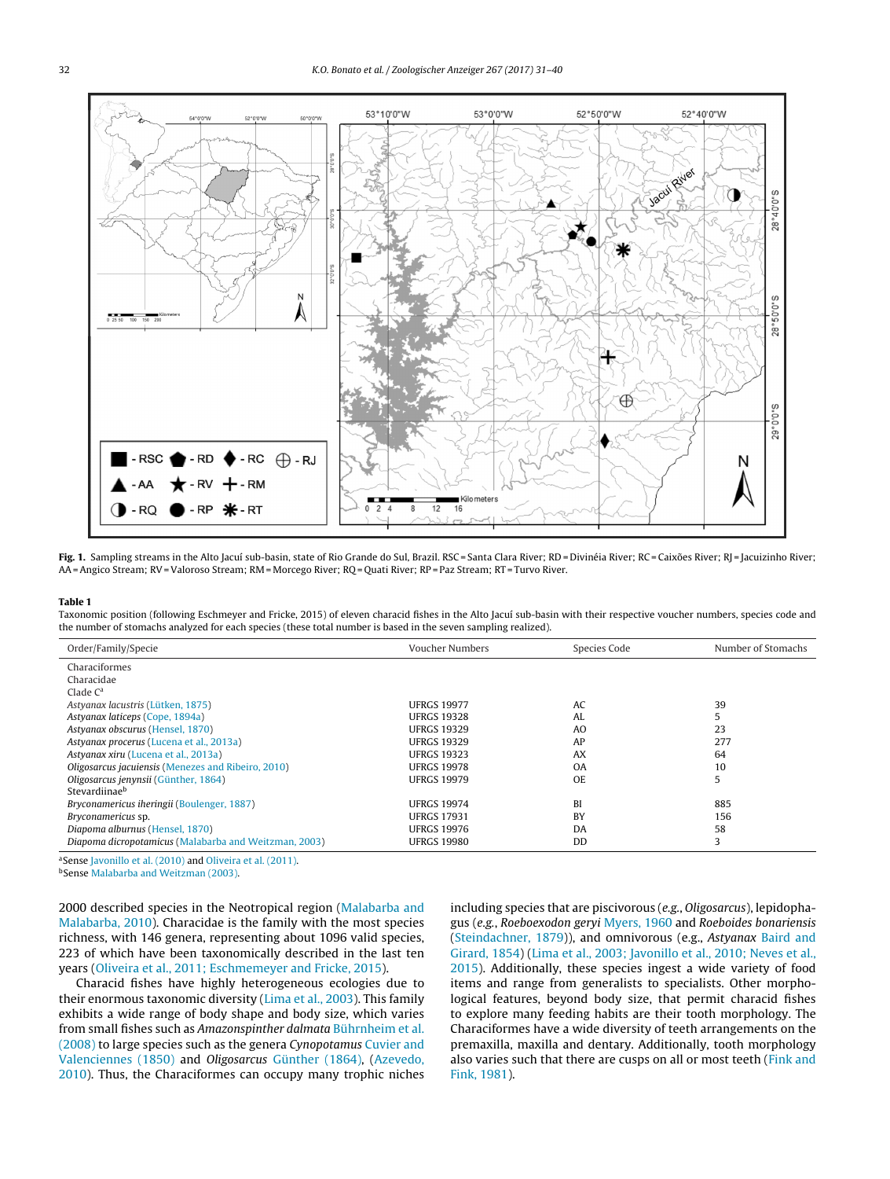**Fig. 1.** Sampling streams in the Alto Jacuí sub-basin, state of Rio Grande do Sul, Brazil. RSC = Santa Clara River; RD = Divinéia River; RC = Caixões River; RJ = Jacuizinho River; AA = Angico Stream; RV = Valoroso Stream; RM = Morcego River; RQ = Quati River; RP = Paz Stream; RT = Turvo River.

**Table 1**
Taxonomic position (following Eschmeyer and Fricke, 2015) of eleven characid fishes in the Alto Jacuí sub-basin with their respective voucher numbers, species code and the number of stomachs analyzed for each species (these total number is based in the seven sampling realized).

| Order/Family/Specie | Voucher Numbers | Species Code | Number of Stomachs |
|---|---|---|---|
| Characiformes | | | |
| Characidae | | | |
| Clade C[a] | | | |
| *Astyanax lacustris* (Lütken, 1875) | UFRGS 19977 | AC | 39 |
| *Astyanax laticeps* (Cope, 1894a) | UFRGS 19328 | AL | 5 |
| *Astyanax obscurus* (Hensel, 1870) | UFRGS 19329 | AO | 23 |
| *Astyanax procerus* (Lucena et al., 2013a) | UFRGS 19329 | AP | 277 |
| *Astyanax xiru* (Lucena et al., 2013a) | UFRGS 19323 | AX | 64 |
| *Oligosarcus jacuiensis* (Menezes and Ribeiro, 2010) | UFRGS 19978 | OA | 10 |
| *Oligosarcus jenynsii* (Günther, 1864) | UFRGS 19979 | OE | 5 |
| Stevardiinae[b] | | | |
| *Bryconamericus iheringii* (Boulenger, 1887) | UFRGS 19974 | BI | 885 |
| *Bryconamericus* sp. | UFRGS 17931 | BY | 156 |
| *Diapoma alburnus* (Hensel, 1870) | UFRGS 19976 | DA | 58 |
| *Diapoma dicropotamicus* (Malabarba and Weitzman, 2003) | UFRGS 19980 | DD | 3 |

[a]Sense Javonillo et al. (2010) and Oliveira et al. (2011).
[b]Sense Malabarba and Weitzman (2003).

2000 described species in the Neotropical region (Malabarba and Malabarba, 2010). Characidae is the family with the most species richness, with 146 genera, representing about 1096 valid species, 223 of which have been taxonomically described in the last ten years (Oliveira et al., 2011; Eschmemeyer and Fricke, 2015).

Characid fishes have highly heterogeneous ecologies due to their enormous taxonomic diversity (Lima et al., 2003). This family exhibits a wide range of body shape and body size, which varies from small fishes such as *Amazonspinther dalmata* Bührnheim et al. (2008) to large species such as the genera *Cynopotamus* Cuvier and Valenciennes (1850) and *Oligosarcus* Günther (1864), (Azevedo, 2010). Thus, the Characiformes can occupy many trophic niches including species that are piscivorous (*e.g.*, *Oligosarcus*), lepidophagus (*e.g.*, *Roeboexodon geryi* Myers, 1960 and *Roeboides bonariensis* (Steindachner, 1879)), and omnivorous (e.g., *Astyanax* Baird and Girard, 1854) (Lima et al., 2003; Javonillo et al., 2010; Neves et al., 2015). Additionally, these species ingest a wide variety of food items and range from generalists to specialists. Other morphological features, beyond body size, that permit characid fishes to explore many feeding habits are their tooth morphology. The Characiformes have a wide diversity of teeth arrangements on the premaxilla, maxilla and dentary. Additionally, tooth morphology also varies such that there are cusps on all or most teeth (Fink and Fink, 1981).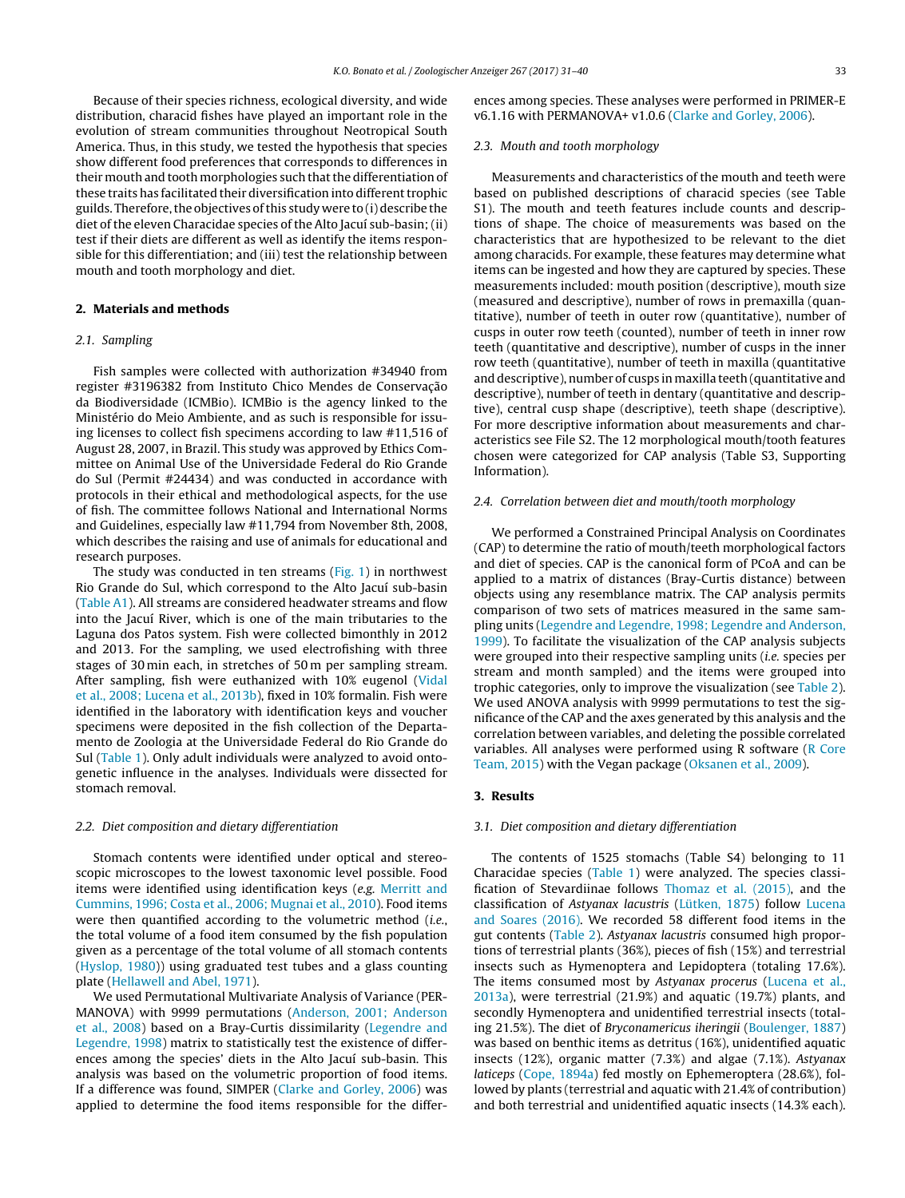Because of their species richness, ecological diversity, and wide distribution, characid fishes have played an important role in the evolution of stream communities throughout Neotropical South America. Thus, in this study, we tested the hypothesis that species show different food preferences that corresponds to differences in their mouth and tooth morphologies such that the differentiation of these traits has facilitated their diversification into different trophic guilds. Therefore, the objectives of this study were to (i) describe the diet of the eleven Characidae species of the Alto Jacuí sub-basin; (ii) test if their diets are different as well as identify the items responsible for this differentiation; and (iii) test the relationship between mouth and tooth morphology and diet.

## 2. Materials and methods

### 2.1. Sampling

Fish samples were collected with authorization #34940 from register #3196382 from Instituto Chico Mendes de Conservação da Biodiversidade (ICMBio). ICMBio is the agency linked to the Ministério do Meio Ambiente, and as such is responsible for issuing licenses to collect fish specimens according to law #11,516 of August 28, 2007, in Brazil. This study was approved by Ethics Committee on Animal Use of the Universidade Federal do Rio Grande do Sul (Permit #24434) and was conducted in accordance with protocols in their ethical and methodological aspects, for the use of fish. The committee follows National and International Norms and Guidelines, especially law #11,794 from November 8th, 2008, which describes the raising and use of animals for educational and research purposes.

The study was conducted in ten streams (Fig. 1) in northwest Rio Grande do Sul, which correspond to the Alto Jacuí sub-basin (Table A1). All streams are considered headwater streams and flow into the Jacuí River, which is one of the main tributaries to the Laguna dos Patos system. Fish were collected bimonthly in 2012 and 2013. For the sampling, we used electrofishing with three stages of 30 min each, in stretches of 50 m per sampling stream. After sampling, fish were euthanized with 10% eugenol (Vidal et al., 2008; Lucena et al., 2013b), fixed in 10% formalin. Fish were identified in the laboratory with identification keys and voucher specimens were deposited in the fish collection of the Departamento de Zoologia at the Universidade Federal do Rio Grande do Sul (Table 1). Only adult individuals were analyzed to avoid ontogenetic influence in the analyses. Individuals were dissected for stomach removal.

### 2.2. Diet composition and dietary differentiation

Stomach contents were identified under optical and stereoscopic microscopes to the lowest taxonomic level possible. Food items were identified using identification keys (*e.g.* Merritt and Cummins, 1996; Costa et al., 2006; Mugnai et al., 2010). Food items were then quantified according to the volumetric method (*i.e.*, the total volume of a food item consumed by the fish population given as a percentage of the total volume of all stomach contents (Hyslop, 1980)) using graduated test tubes and a glass counting plate (Hellawell and Abel, 1971).

We used Permutational Multivariate Analysis of Variance (PERMANOVA) with 9999 permutations (Anderson, 2001; Anderson et al., 2008) based on a Bray-Curtis dissimilarity (Legendre and Legendre, 1998) matrix to statistically test the existence of differences among the species' diets in the Alto Jacuí sub-basin. This analysis was based on the volumetric proportion of food items. If a difference was found, SIMPER (Clarke and Gorley, 2006) was applied to determine the food items responsible for the differences among species. These analyses were performed in PRIMER-E v6.1.16 with PERMANOVA+ v1.0.6 (Clarke and Gorley, 2006).

### 2.3. Mouth and tooth morphology

Measurements and characteristics of the mouth and teeth were based on published descriptions of characid species (see Table S1). The mouth and teeth features include counts and descriptions of shape. The choice of measurements was based on the characteristics that are hypothesized to be relevant to the diet among characids. For example, these features may determine what items can be ingested and how they are captured by species. These measurements included: mouth position (descriptive), mouth size (measured and descriptive), number of rows in premaxilla (quantitative), number of teeth in outer row (quantitative), number of cusps in outer row teeth (counted), number of teeth in inner row teeth (quantitative and descriptive), number of cusps in the inner row teeth (quantitative), number of teeth in maxilla (quantitative and descriptive), number of cusps in maxilla teeth (quantitative and descriptive), number of teeth in dentary (quantitative and descriptive), central cusp shape (descriptive), teeth shape (descriptive). For more descriptive information about measurements and characteristics see File S2. The 12 morphological mouth/tooth features chosen were categorized for CAP analysis (Table S3, Supporting Information).

### 2.4. Correlation between diet and mouth/tooth morphology

We performed a Constrained Principal Analysis on Coordinates (CAP) to determine the ratio of mouth/teeth morphological factors and diet of species. CAP is the canonical form of PCoA and can be applied to a matrix of distances (Bray-Curtis distance) between objects using any resemblance matrix. The CAP analysis permits comparison of two sets of matrices measured in the same sampling units (Legendre and Legendre, 1998; Legendre and Anderson, 1999). To facilitate the visualization of the CAP analysis subjects were grouped into their respective sampling units (*i.e.* species per stream and month sampled) and the items were grouped into trophic categories, only to improve the visualization (see Table 2). We used ANOVA analysis with 9999 permutations to test the significance of the CAP and the axes generated by this analysis and the correlation between variables, and deleting the possible correlated variables. All analyses were performed using R software (R Core Team, 2015) with the Vegan package (Oksanen et al., 2009).

## 3. Results

### 3.1. Diet composition and dietary differentiation

The contents of 1525 stomachs (Table S4) belonging to 11 Characidae species (Table 1) were analyzed. The species classification of Stevardiinae follows Thomaz et al. (2015), and the classification of *Astyanax lacustris* (Lütken, 1875) follow Lucena and Soares (2016). We recorded 58 different food items in the gut contents (Table 2). *Astyanax lacustris* consumed high proportions of terrestrial plants (36%), pieces of fish (15%) and terrestrial insects such as Hymenoptera and Lepidoptera (totaling 17.6%). The items consumed most by *Astyanax procerus* (Lucena et al., 2013a), were terrestrial (21.9%) and aquatic (19.7%) plants, and secondly Hymenoptera and unidentified terrestrial insects (totaling 21.5%). The diet of *Bryconamericus iheringii* (Boulenger, 1887) was based on benthic items as detritus (16%), unidentified aquatic insects (12%), organic matter (7.3%) and algae (7.1%). *Astyanax laticeps* (Cope, 1894a) fed mostly on Ephemeroptera (28.6%), followed by plants (terrestrial and aquatic with 21.4% of contribution) and both terrestrial and unidentified aquatic insects (14.3% each).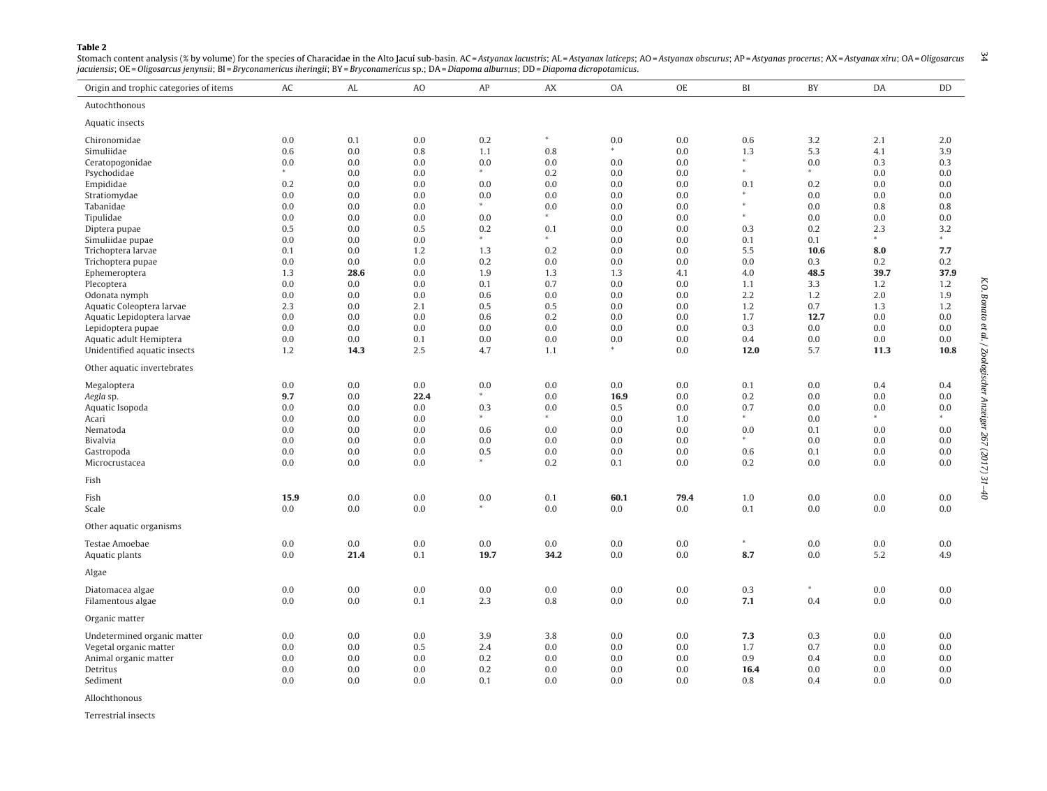**Table 2**
Stomach content analysis (% by volume) for the species of Characidae in the Alto Jacuí sub-basin. AC = *Astyanax lacustris*; AL = *Astyanax laticeps*; AO = *Astyanax obscurus*; AP = *Astyanas procerus*; AX = *Astyanax xiru*; OA = *Oligosarcus jacuiensis*; OE = *Oligosarcus jenynsii*; BI = *Bryconamericus iheringii*; BY = *Bryconamericus* sp.; DA = *Diapoma alburnus*; DD = *Diapoma dicropotamicus*.

| Origin and trophic categories of items | AC | AL | AO | AP | AX | OA | OE | BI | BY | DA | DD |
|---|---|---|---|---|---|---|---|---|---|---|---|
| Autochthonous | | | | | | | | | | | |
| Aquatic insects | | | | | | | | | | | |
| Chironomidae | 0.0 | 0.1 | 0.0 | 0.2 | * | 0.0 | 0.0 | 0.6 | 3.2 | 2.1 | 2.0 |
| Simuliidae | 0.6 | 0.0 | 0.8 | 1.1 | 0.8 | * | 0.0 | 1.3 | 5.3 | 4.1 | 3.9 |
| Ceratopogonidae | 0.0 | 0.0 | 0.0 | 0.0 | 0.0 | 0.0 | 0.0 | * | 0.0 | 0.3 | 0.3 |
| Psychodidae | * | 0.0 | 0.0 | * | 0.2 | 0.0 | 0.0 | * | * | 0.0 | 0.0 |
| Empididae | 0.2 | 0.0 | 0.0 | 0.0 | 0.0 | 0.0 | 0.0 | 0.1 | 0.2 | 0.0 | 0.0 |
| Stratiomydae | 0.0 | 0.0 | 0.0 | 0.0 | 0.0 | 0.0 | 0.0 | * | 0.0 | 0.0 | 0.0 |
| Tabanidae | 0.0 | 0.0 | 0.0 | * | 0.0 | 0.0 | 0.0 | * | 0.0 | 0.8 | 0.8 |
| Tipulidae | 0.0 | 0.0 | 0.0 | 0.0 | * | 0.0 | 0.0 | * | 0.0 | 0.0 | 0.0 |
| Diptera pupae | 0.5 | 0.0 | 0.5 | 0.2 | 0.1 | 0.0 | 0.0 | 0.3 | 0.2 | 2.3 | 3.2 |
| Simuliidae pupae | 0.0 | 0.0 | 0.0 | * | * | 0.0 | 0.0 | 0.1 | 0.1 | * | * |
| Trichoptera larvae | 0.1 | 0.0 | 1.2 | 1.3 | 0.2 | 0.0 | 0.0 | 5.5 | **10.6** | **8.0** | **7.7** |
| Trichoptera pupae | 0.0 | 0.0 | 0.0 | 0.2 | 0.0 | 0.0 | 0.0 | 0.0 | 0.3 | 0.2 | 0.2 |
| Ephemeroptera | 1.3 | **28.6** | 0.0 | 1.9 | 1.3 | 1.3 | 4.1 | 4.0 | **48.5** | **39.7** | **37.9** |
| Plecoptera | 0.0 | 0.0 | 0.0 | 0.1 | 0.7 | 0.0 | 0.0 | 1.1 | 3.3 | 1.2 | 1.2 |
| Odonata nymph | 0.0 | 0.0 | 0.0 | 0.6 | 0.0 | 0.0 | 0.0 | 2.2 | 1.2 | 2.0 | 1.9 |
| Aquatic Coleoptera larvae | 2.3 | 0.0 | 2.1 | 0.5 | 0.5 | 0.0 | 0.0 | 1.2 | 0.7 | 1.3 | 1.2 |
| Aquatic Lepidoptera larvae | 0.0 | 0.0 | 0.0 | 0.6 | 0.2 | 0.0 | 0.0 | 1.7 | **12.7** | 0.0 | 0.0 |
| Lepidoptera pupae | 0.0 | 0.0 | 0.0 | 0.0 | 0.0 | 0.0 | 0.0 | 0.3 | 0.0 | 0.0 | 0.0 |
| Aquatic adult Hemiptera | 0.0 | 0.0 | 0.1 | 0.0 | 0.0 | 0.0 | 0.0 | 0.4 | 0.0 | 0.0 | 0.0 |
| Unidentified aquatic insects | 1.2 | **14.3** | 2.5 | 4.7 | 1.1 | * | 0.0 | **12.0** | 5.7 | **11.3** | **10.8** |
| Other aquatic invertebrates | | | | | | | | | | | |
| Megaloptera | 0.0 | 0.0 | 0.0 | 0.0 | 0.0 | 0.0 | 0.0 | 0.1 | 0.0 | 0.4 | 0.4 |
| *Aegla* sp. | **9.7** | 0.0 | **22.4** | * | 0.0 | **16.9** | 0.0 | 0.2 | 0.0 | 0.0 | 0.0 |
| Aquatic Isopoda | 0.0 | 0.0 | 0.0 | 0.3 | 0.0 | 0.5 | 0.0 | 0.7 | 0.0 | 0.0 | 0.0 |
| Acari | 0.0 | 0.0 | 0.0 | * | * | 0.0 | 1.0 | * | 0.0 | * | * |
| Nematoda | 0.0 | 0.0 | 0.0 | 0.6 | 0.0 | 0.0 | 0.0 | 0.0 | 0.1 | 0.0 | 0.0 |
| Bivalvia | 0.0 | 0.0 | 0.0 | 0.0 | 0.0 | 0.0 | 0.0 | * | 0.0 | 0.0 | 0.0 |
| Gastropoda | 0.0 | 0.0 | 0.0 | 0.5 | 0.0 | 0.0 | 0.0 | 0.6 | 0.1 | 0.0 | 0.0 |
| Microcrustacea | 0.0 | 0.0 | 0.0 | * | 0.2 | 0.1 | 0.0 | 0.2 | 0.0 | 0.0 | 0.0 |
| Fish | | | | | | | | | | | |
| Fish | **15.9** | 0.0 | 0.0 | 0.0 | 0.1 | **60.1** | **79.4** | 1.0 | 0.0 | 0.0 | 0.0 |
| Scale | 0.0 | 0.0 | 0.0 | * | 0.0 | 0.0 | 0.0 | 0.1 | 0.0 | 0.0 | 0.0 |
| Other aquatic organisms | | | | | | | | | | | |
| Testae Amoebae | 0.0 | 0.0 | 0.0 | 0.0 | 0.0 | 0.0 | 0.0 | * | 0.0 | 0.0 | 0.0 |
| Aquatic plants | 0.0 | **21.4** | 0.1 | **19.7** | **34.2** | 0.0 | 0.0 | **8.7** | 0.0 | 5.2 | 4.9 |
| Algae | | | | | | | | | | | |
| Diatomacea algae | 0.0 | 0.0 | 0.0 | 0.0 | 0.0 | 0.0 | 0.0 | 0.3 | * | 0.0 | 0.0 |
| Filamentous algae | 0.0 | 0.0 | 0.1 | 2.3 | 0.8 | 0.0 | 0.0 | **7.1** | 0.4 | 0.0 | 0.0 |
| Organic matter | | | | | | | | | | | |
| Undetermined organic matter | 0.0 | 0.0 | 0.0 | 3.9 | 3.8 | 0.0 | 0.0 | **7.3** | 0.3 | 0.0 | 0.0 |
| Vegetal organic matter | 0.0 | 0.0 | 0.5 | 2.4 | 0.0 | 0.0 | 0.0 | 1.7 | 0.7 | 0.0 | 0.0 |
| Animal organic matter | 0.0 | 0.0 | 0.0 | 0.2 | 0.0 | 0.0 | 0.0 | 0.9 | 0.4 | 0.0 | 0.0 |
| Detritus | 0.0 | 0.0 | 0.0 | 0.2 | 0.0 | 0.0 | 0.0 | **16.4** | 0.0 | 0.0 | 0.0 |
| Sediment | 0.0 | 0.0 | 0.0 | 0.1 | 0.0 | 0.0 | 0.0 | 0.8 | 0.4 | 0.0 | 0.0 |
| Allochthonous | | | | | | | | | | | |
| Terrestrial insects | | | | | | | | | | | |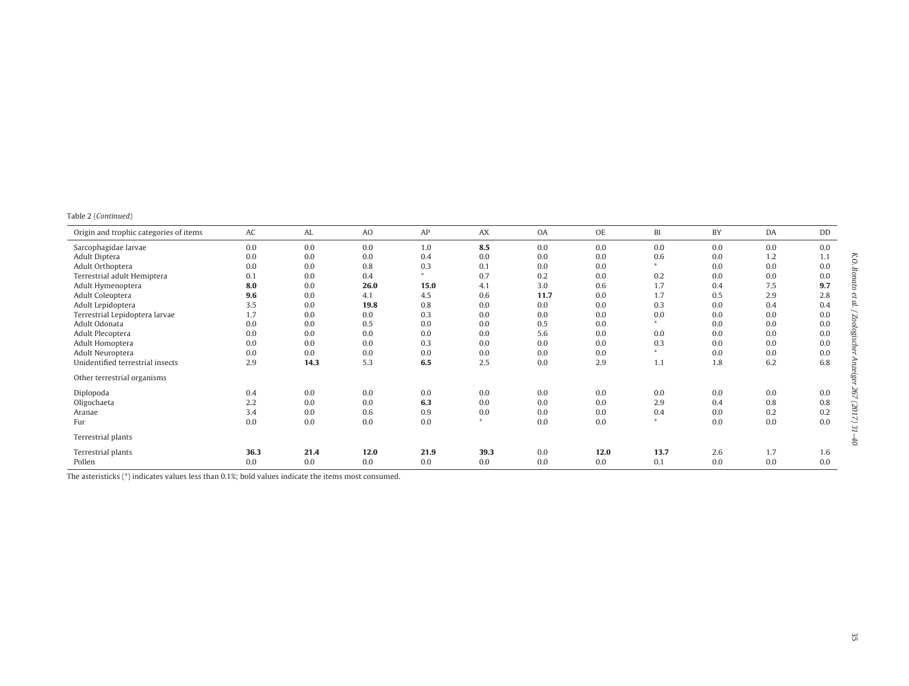Table 2 (*Continued*)

| Origin and trophic categories of items | AC | AL | AO | AP | AX | OA | OE | BI | BY | DA | DD |
|---|---|---|---|---|---|---|---|---|---|---|---|
| Sarcophagidae larvae | 0.0 | 0.0 | 0.0 | 1.0 | **8.5** | 0.0 | 0.0 | 0.0 | 0.0 | 0.0 | 0.0 |
| Adult Diptera | 0.0 | 0.0 | 0.0 | 0.4 | 0.0 | 0.0 | 0.0 | 0.6 | 0.0 | 1.2 | 1.1 |
| Adult Orthoptera | 0.0 | 0.0 | 0.8 | 0.3 | 0.1 | 0.0 | 0.0 | * | 0.0 | 0.0 | 0.0 |
| Terrestrial adult Hemiptera | 0.1 | 0.0 | 0.4 | * | 0.7 | 0.2 | 0.0 | 0.2 | 0.0 | 0.0 | 0.0 |
| Adult Hymenoptera | **8.0** | 0.0 | **26.0** | **15.0** | 4.1 | 3.0 | 0.6 | 1.7 | 0.4 | 7.5 | **9.7** |
| Adult Coleoptera | **9.6** | 0.0 | 4.1 | 4.5 | 0.6 | **11.7** | 0.0 | 1.7 | 0.5 | 2.9 | 2.8 |
| Adult Lepidoptera | 3.5 | 0.0 | **19.8** | 0.8 | 0.0 | 0.0 | 0.0 | 0.3 | 0.0 | 0.4 | 0.4 |
| Terrestrial Lepidoptera larvae | 1.7 | 0.0 | 0.0 | 0.3 | 0.0 | 0.0 | 0.0 | 0.0 | 0.0 | 0.0 | 0.0 |
| Adult Odonata | 0.0 | 0.0 | 0.5 | 0.0 | 0.0 | 0.5 | 0.0 | * | 0.0 | 0.0 | 0.0 |
| Adult Plecoptera | 0.0 | 0.0 | 0.0 | 0.0 | 0.0 | 5.6 | 0.0 | 0.0 | 0.0 | 0.0 | 0.0 |
| Adult Homoptera | 0.0 | 0.0 | 0.0 | 0.3 | 0.0 | 0.0 | 0.0 | 0.3 | 0.0 | 0.0 | 0.0 |
| Adult Neuroptera | 0.0 | 0.0 | 0.0 | 0.0 | 0.0 | 0.0 | 0.0 | * | 0.0 | 0.0 | 0.0 |
| Unidentified terrestrial insects | 2.9 | **14.3** | 5.3 | **6.5** | 2.5 | 0.0 | 2.9 | 1.1 | 1.8 | 6.2 | 6.8 |
| Other terrestrial organisms | | | | | | | | | | | |
| Diplopoda | 0.4 | 0.0 | 0.0 | 0.0 | 0.0 | 0.0 | 0.0 | 0.0 | 0.0 | 0.0 | 0.0 |
| Oligochaeta | 2.2 | 0.0 | 0.0 | **6.3** | 0.0 | 0.0 | 0.0 | 2.9 | 0.4 | 0.8 | 0.8 |
| Aranae | 3.4 | 0.0 | 0.6 | 0.9 | 0.0 | 0.0 | 0.0 | 0.4 | 0.0 | 0.2 | 0.2 |
| Fur | 0.0 | 0.0 | 0.0 | 0.0 | * | 0.0 | 0.0 | * | 0.0 | 0.0 | 0.0 |
| Terrestrial plants | | | | | | | | | | | |
| Terrestrial plants | **36.3** | **21.4** | **12.0** | **21.9** | **39.3** | 0.0 | **12.0** | **13.7** | 2.6 | 1.7 | 1.6 |
| Pollen | 0.0 | 0.0 | 0.0 | 0.0 | 0.0 | 0.0 | 0.0 | 0.1 | 0.0 | 0.0 | 0.0 |

The asteristicks (*) indicates values less than 0.1%; bold values indicate the items most consumed.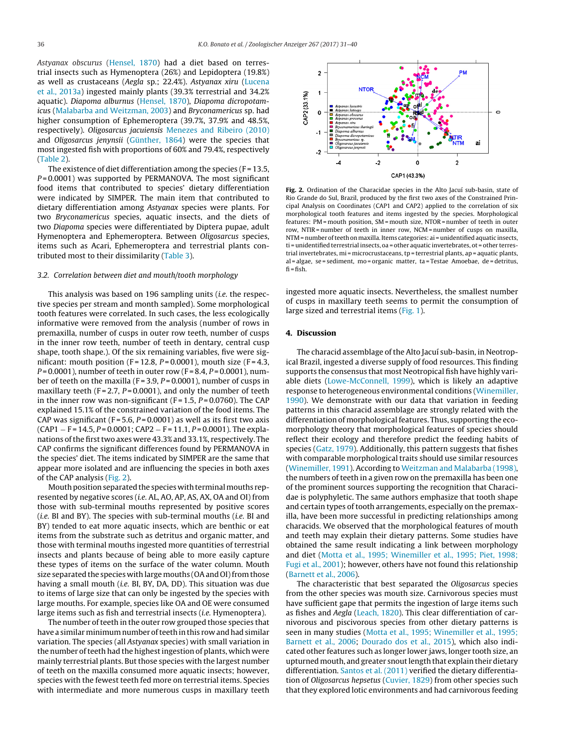*Astyanax obscurus* (Hensel, 1870) had a diet based on terrestrial insects such as Hymenoptera (26%) and Lepidoptera (19.8%) as well as crustaceans (*Aegla* sp.; 22.4%). *Astyanax xiru* (Lucena et al., 2013a) ingested mainly plants (39.3% terrestrial and 34.2% aquatic). *Diapoma alburnus* (Hensel, 1870), *Diapoma dicropotamicus* (Malabarba and Weitzman, 2003) and *Bryconamericus* sp. had higher consumption of Ephemeroptera (39.7%, 37.9% and 48.5%, respectively). *Oligosarcus jacuiensis* Menezes and Ribeiro (2010) and *Oligosarcus jenynsii* (Günther, 1864) were the species that most ingested fish with proportions of 60% and 79.4%, respectively (Table 2).

The existence of diet differentiation among the species (F = 13.5, P = 0.0001) was supported by PERMANOVA. The most significant food items that contributed to species' dietary differentiation were indicated by SIMPER. The main item that contributed to dietary differentiation among *Astyanax* species were plants. For two *Bryconamericus* species, aquatic insects, and the diets of two *Diapoma* species were differentiated by Diptera pupae, adult Hymenoptera and Ephemeroptera. Between *Oligosarcus* species, items such as Acari, Ephemeroptera and terrestrial plants contributed most to their dissimilarity (Table 3).

### 3.2. Correlation between diet and mouth/tooth morphology

This analysis was based on 196 sampling units (*i.e.* the respective species per stream and month sampled). Some morphological tooth features were correlated. In such cases, the less ecologically informative were removed from the analysis (number of rows in premaxilla, number of cusps in outer row teeth, number of cusps in the inner row teeth, number of teeth in dentary, central cusp shape, tooth shape.). Of the six remaining variables, five were significant: mouth position (F = 12.8, P = 0.0001), mouth size (F = 4.3, P = 0.0001), number of teeth in outer row (F = 8.4, P = 0.0001), number of teeth on the maxilla (F = 3.9, P = 0.0001), number of cusps in maxillary teeth (F = 2.7, P = 0.0001), and only the number of teeth in the inner row was non-significant (F = 1.5, P = 0.0760). The CAP explained 15.1% of the constrained variation of the food items. The CAP was significant (F = 5.6, P = 0.0001) as well as its first two axis (CAP1 – F = 14.5, P = 0.0001; CAP2 – F = 11.1, P = 0.0001). The explanations of the first two axes were 43.3% and 33.1%, respectively. The CAP confirms the significant differences found by PERMANOVA in the species' diet. The items indicated by SIMPER are the same that appear more isolated and are influencing the species in both axes of the CAP analysis (Fig. 2).

Mouth position separated the species with terminal mouths represented by negative scores (*i.e.* AL, AO, AP, AS, AX, OA and OI) from those with sub-terminal mouths represented by positive scores (*i.e.* BI and BY). The species with sub-terminal mouths (*i.e.* BI and BY) tended to eat more aquatic insects, which are benthic or eat items from the substrate such as detritus and organic matter, and those with terminal mouths ingested more quantities of terrestrial insects and plants because of being able to more easily capture these types of items on the surface of the water column. Mouth size separated the species with large mouths (OA and OI) from those having a small mouth (*i.e.* BI, BY, DA, DD). This situation was due to items of large size that can only be ingested by the species with large mouths. For example, species like OA and OE were consumed large items such as fish and terrestrial insects (*i.e.* Hymenoptera).

The number of teeth in the outer row grouped those species that have a similar minimum number of teeth in this row and had similar variation. The species (all *Astyanax* species) with small variation in the number of teeth had the highest ingestion of plants, which were mainly terrestrial plants. But those species with the largest number of teeth on the maxilla consumed more aquatic insects; however, species with the fewest teeth fed more on terrestrial items. Species with intermediate and more numerous cusps in maxillary teeth ingested more aquatic insects. Nevertheless, the smallest number of cusps in maxillary teeth seems to permit the consumption of large sized and terrestrial items (Fig. 1).

**Fig. 2.** Ordination of the Characidae species in the Alto Jacuí sub-basin, state of Rio Grande do Sul, Brazil, produced by the first two axes of the Constrained Principal Analysis on Coordinates (CAP1 and CAP2) applied to the correlation of six morphological tooth features and items ingested by the species. Morphological features: PM = mouth position, SM = mouth size, NTOR = number of teeth in outer row, NTIR = number of teeth in inner row, NCM = number of cusps on maxilla, NTM = number of teeth on maxilla. Items categories: ai = unidentified aquatic insects, ti = unidentified terrestrial insects, oa = other aquatic invertebrates, ot = other terrestrial invertebrates, mi = microcrustaceans, tp = terrestrial plants, ap = aquatic plants, al = algae, se = sediment, mo = organic matter, ta = Testae Amoebae, de = detritus, fi = fish.

## 4. Discussion

The characid assemblage of the Alto Jacuí sub-basin, in Neotropical Brazil, ingested a diverse supply of food resources. This finding supports the consensus that most Neotropical fish have highly variable diets (Lowe-McConnell, 1999), which is likely an adaptive response to heterogeneous environmental conditions (Winemiller, 1990). We demonstrate with our data that variation in feeding patterns in this characid assemblage are strongly related with the differentiation of morphological features. Thus, supporting the ecomorphology theory that morphological features of species should reflect their ecology and therefore predict the feeding habits of species (Gatz, 1979). Additionally, this pattern suggests that fishes with comparable morphological traits should use similar resources (Winemiller, 1991). According to Weitzman and Malabarba (1998), the numbers of teeth in a given row on the premaxilla has been one of the prominent sources supporting the recognition that Characidae is polyphyletic. The same authors emphasize that tooth shape and certain types of tooth arrangements, especially on the premaxilla, have been more successful in predicting relationships among characids. We observed that the morphological features of mouth and teeth may explain their dietary patterns. Some studies have obtained the same result indicating a link between morphology and diet (Motta et al., 1995; Winemiller et al., 1995; Piet, 1998; Fugi et al., 2001); however, others have not found this relationship (Barnett et al., 2006).

The characteristic that best separated the *Oligosarcus* species from the other species was mouth size. Carnivorous species must have sufficient gape that permits the ingestion of large items such as fishes and *Aegla* (Leach, 1820). This clear differentiation of carnivorous and piscivorous species from other dietary patterns is seen in many studies (Motta et al., 1995; Winemiller et al., 1995; Barnett et al., 2006; Dourado dos et al., 2015), which also indicated other features such as longer lower jaws, longer tooth size, an upturned mouth, and greater snout length that explain their dietary differentiation. Santos et al. (2011) verified the dietary differentiation of *Oligosarcus hepsetus* (Cuvier, 1829) from other species such that they explored lotic environments and had carnivorous feeding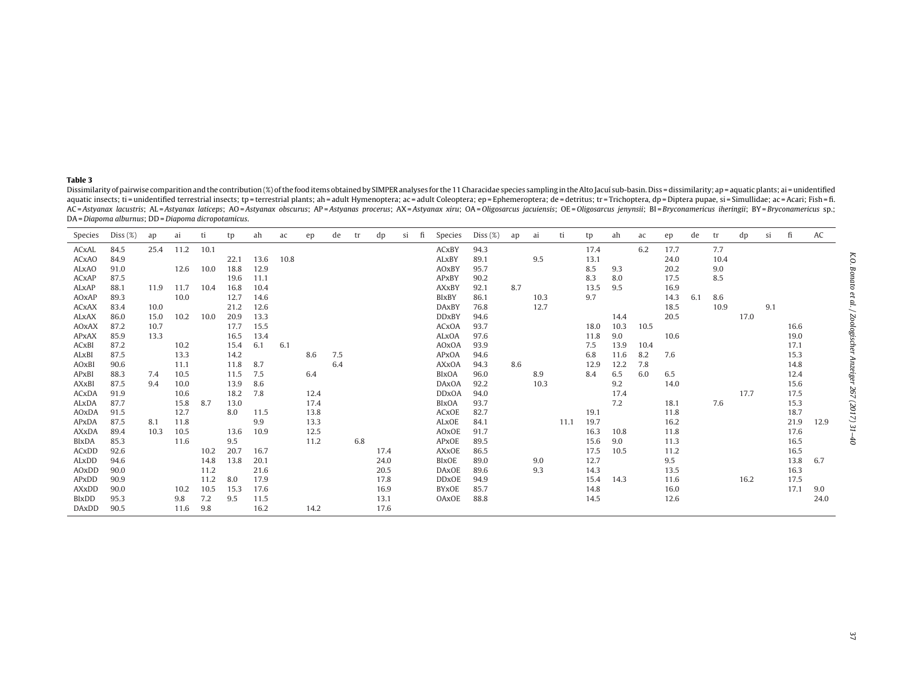**Table 3**

Dissimilarity of pairwise comparition and the contribution (%) of the food items obtained by SIMPER analyses for the 11 Characidae species sampling in the Alto Jacuí sub-basin. Diss = dissimilarity; ap = aquatic plants; ai = unidentified aquatic insects; ti = unidentified terrestrial insects; tp = terrestrial plants; ah = adult Hymenoptera; ac = adult Coleoptera; ep = Ephemeroptera; de = detritus; tr = Trichoptera, dp = Diptera pupae, si = Simullidae; ac = Acari; Fish = fi. AC = *Astyanax lacustris*; AL = *Astyanax laticeps*; AO = *Astyanax obscurus*; AP = *Astyanas procerus*; AX = *Astyanax xiru*; OA = *Oligosarcus jacuiensis*; OE = *Oligosarcus jenynsii*; BI = *Bryconamericus iheringii*; BY = *Bryconamericus* sp.; DA = *Diapoma alburnus*; DD = *Diapoma dicropotamicus*.

| Species | Diss (%) | ap | ai | ti | tp | ah | ac | ep | de | tr | dp | si | fi | AC |
|---|---|---|---|---|---|---|---|---|---|---|---|---|---|---|
| ACxAL | 84.5 | 25.4 | 11.2 | 10.1 | | | | | | | | | | |
| ACxAO | 84.9 | | | | 22.1 | 13.6 | 10.8 | | | | | | | |
| ALxAO | 91.0 | | 12.6 | 10.0 | 18.8 | 12.9 | | | | | | | | |
| ACxAP | 87.5 | | | | 19.6 | 11.1 | | | | | | | | |
| ALxAP | 88.1 | 11.9 | 11.7 | 10.4 | 16.8 | 10.4 | | | | | | | | |
| AOxAP | 89.3 | | 10.0 | | 12.7 | 14.6 | | | | | | | | |
| ACxAX | 83.4 | 10.0 | | | 21.2 | 12.6 | | | | | | | | |
| ALxAX | 86.0 | 15.0 | 10.2 | 10.0 | 20.9 | 13.3 | | | | | | | | |
| AOxAX | 87.2 | 10.7 | | | 17.7 | 15.5 | | | | | | | | |
| APxAX | 85.9 | 13.3 | | | 16.5 | 13.4 | | | | | | | | |
| ACxBI | 87.2 | | 10.2 | | 15.4 | 6.1 | 6.1 | | | | | | | |
| ALxBI | 87.5 | | 13.3 | | 14.2 | | | 8.6 | 7.5 | | | | | |
| AOxBI | 90.6 | | 11.1 | | 11.8 | 8.7 | | | 6.4 | | | | | |
| APxBI | 88.3 | 7.4 | 10.5 | | 11.5 | 7.5 | | 6.4 | | | | | | |
| AXxBI | 87.5 | 9.4 | 10.0 | | 13.9 | 8.6 | | | | | | | | |
| ACxDA | 91.9 | | 10.6 | | 18.2 | 7.8 | | 12.4 | | | | | | |
| ALxDA | 87.7 | | 15.8 | 8.7 | 13.0 | | | 17.4 | | | | | | |
| AOxDA | 91.5 | | 12.7 | | 8.0 | 11.5 | | 13.8 | | | | | | |
| APxDA | 87.5 | 8.1 | 11.8 | | | 9.9 | | 13.3 | | | | | | |
| AXxDA | 89.4 | 10.3 | 10.5 | | 13.6 | 10.9 | | 12.5 | | | | | | |
| BIxDA | 85.3 | | 11.6 | | 9.5 | | | 11.2 | | 6.8 | | | | |
| ACxDD | 92.6 | | | 10.2 | 20.7 | 16.7 | | | | | 17.4 | | | |
| ALxDD | 94.6 | | | 14.8 | 13.8 | 20.1 | | | | | 24.0 | | | |
| AOxDD | 90.0 | | | 11.2 | | 21.6 | | | | | 20.5 | | | |
| APxDD | 90.9 | | | 11.2 | 8.0 | 17.9 | | | | | 17.8 | | | |
| AXxDD | 90.0 | | 10.2 | 10.5 | 15.3 | 17.6 | | | | | 16.9 | | | |
| BIxDD | 95.3 | | 9.8 | 7.2 | 9.5 | 11.5 | | | | | 13.1 | | | |
| DAxDD | 90.5 | | 11.6 | 9.8 | | 16.2 | | 14.2 | | | 17.6 | | | |
| ACxBY | 94.3 | | | | 17.4 | | 6.2 | 17.7 | | 7.7 | | | | |
| ALxBY | 89.1 | | 9.5 | | 13.1 | | | 24.0 | | 10.4 | | | | |
| AOxBY | 95.7 | | | | 8.5 | 9.3 | | 20.2 | | 9.0 | | | | |
| APxBY | 90.2 | | | | 8.3 | 8.0 | | 17.5 | | 8.5 | | | | |
| AXxBY | 92.1 | 8.7 | | | 13.5 | 9.5 | | 16.9 | | | | | | |
| BIxBY | 86.1 | | 10.3 | | 9.7 | | | 14.3 | 6.1 | 8.6 | | | | |
| DAxBY | 76.8 | | 12.7 | | | | | 18.5 | | 10.9 | | 9.1 | | |
| DDxBY | 94.6 | | | | | 14.4 | | 20.5 | | | 17.0 | | | |
| ACxOA | 93.7 | | | | 18.0 | 10.3 | 10.5 | | | | | | 16.6 | |
| ALxOA | 97.6 | | | | 11.8 | 9.0 | | 10.6 | | | | | 19.0 | |
| AOxOA | 93.9 | | | | 7.5 | 13.9 | 10.4 | | | | | | 17.1 | |
| APxOA | 94.6 | | | | 6.8 | 11.6 | 8.2 | 7.6 | | | | | 15.3 | |
| AXxOA | 94.3 | 8.6 | | | 12.9 | 12.2 | 7.8 | | | | | | 14.8 | |
| BIxOA | 96.0 | | 8.9 | | 8.4 | 6.5 | 6.0 | 6.5 | | | | | 12.4 | |
| DAxOA | 92.2 | | 10.3 | | | 9.2 | | 14.0 | | | | | 15.6 | |
| DDxOA | 94.0 | | | | | 17.4 | | | | | 17.7 | | 17.5 | |
| BIxOA | 93.7 | | | | | 7.2 | | 18.1 | | 7.6 | | | 15.3 | |
| ACxOE | 82.7 | | | | 19.1 | | | 11.8 | | | | | 18.7 | |
| ALxOE | 84.1 | | | 11.1 | 19.7 | | | 16.2 | | | | | 21.9 | 12.9 |
| AOxOE | 91.7 | | | | 16.3 | 10.8 | | 11.8 | | | | | 17.6 | |
| APxOE | 89.5 | | | | 15.6 | 9.0 | | 11.3 | | | | | 16.5 | |
| AXxOE | 86.5 | | | | 17.5 | 10.5 | | 11.2 | | | | | 16.5 | |
| BIxOE | 89.0 | | 9.0 | | 12.7 | | | 9.5 | | | | | 13.8 | 6.7 |
| DAxOE | 89.6 | | 9.3 | | 14.3 | | | 13.5 | | | | | 16.3 | |
| DDxOE | 94.9 | | | | 15.4 | 14.3 | | 11.6 | | | 16.2 | | 17.5 | |
| BYxOE | 85.7 | | | | 14.8 | | | 16.0 | | | | | 17.1 | 9.0 |
| OAxOE | 88.8 | | | | 14.5 | | | 12.6 | | | | | | 24.0 |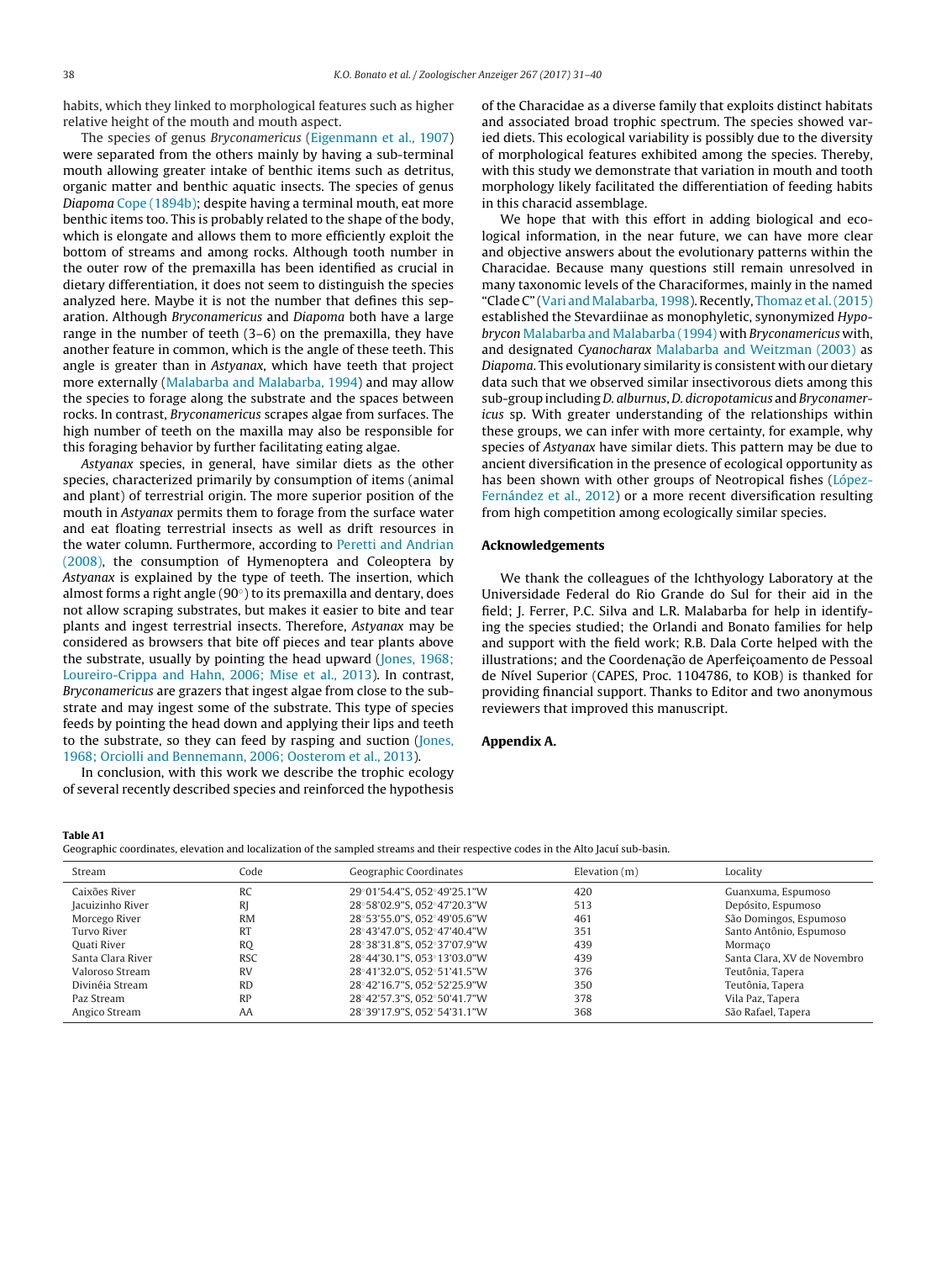habits, which they linked to morphological features such as higher relative height of the mouth and mouth aspect.

The species of genus *Bryconamericus* (Eigenmann et al., 1907) were separated from the others mainly by having a sub-terminal mouth allowing greater intake of benthic items such as detritus, organic matter and benthic aquatic insects. The species of genus *Diapoma* Cope (1894b); despite having a terminal mouth, eat more benthic items too. This is probably related to the shape of the body, which is elongate and allows them to more efficiently exploit the bottom of streams and among rocks. Although tooth number in the outer row of the premaxilla has been identified as crucial in dietary differentiation, it does not seem to distinguish the species analyzed here. Maybe it is not the number that defines this separation. Although *Bryconamericus* and *Diapoma* both have a large range in the number of teeth (3–6) on the premaxilla, they have another feature in common, which is the angle of these teeth. This angle is greater than in *Astyanax*, which have teeth that project more externally (Malabarba and Malabarba, 1994) and may allow the species to forage along the substrate and the spaces between rocks. In contrast, *Bryconamericus* scrapes algae from surfaces. The high number of teeth on the maxilla may also be responsible for this foraging behavior by further facilitating eating algae.

*Astyanax* species, in general, have similar diets as the other species, characterized primarily by consumption of items (animal and plant) of terrestrial origin. The more superior position of the mouth in *Astyanax* permits them to forage from the surface water and eat floating terrestrial insects as well as drift resources in the water column. Furthermore, according to Peretti and Andrian (2008), the consumption of Hymenoptera and Coleoptera by *Astyanax* is explained by the type of teeth. The insertion, which almost forms a right angle (90°) to its premaxilla and dentary, does not allow scraping substrates, but makes it easier to bite and tear plants and ingest terrestrial insects. Therefore, *Astyanax* may be considered as browsers that bite off pieces and tear plants above the substrate, usually by pointing the head upward (Jones, 1968; Loureiro-Crippa and Hahn, 2006; Mise et al., 2013). In contrast, *Bryconamericus* are grazers that ingest algae from close to the substrate and may ingest some of the substrate. This type of species feeds by pointing the head down and applying their lips and teeth to the substrate, so they can feed by rasping and suction (Jones, 1968; Orciolli and Bennemann, 2006; Oosterom et al., 2013).

In conclusion, with this work we describe the trophic ecology of several recently described species and reinforced the hypothesis of the Characidae as a diverse family that exploits distinct habitats and associated broad trophic spectrum. The species showed varied diets. This ecological variability is possibly due to the diversity of morphological features exhibited among the species. Thereby, with this study we demonstrate that variation in mouth and tooth morphology likely facilitated the differentiation of feeding habits in this characid assemblage.

We hope that with this effort in adding biological and ecological information, in the near future, we can have more clear and objective answers about the evolutionary patterns within the Characidae. Because many questions still remain unresolved in many taxonomic levels of the Characiformes, mainly in the named "Clade C" (Vari and Malabarba, 1998). Recently, Thomaz et al. (2015) established the Stevardiinae as monophyletic, synonymized *Hypobrycon* Malabarba and Malabarba (1994) with *Bryconamericus* with, and designated *Cyanocharax* Malabarba and Weitzman (2003) as *Diapoma*. This evolutionary similarity is consistent with our dietary data such that we observed similar insectivorous diets among this sub-group including *D. alburnus*, *D. dicropotamicus* and *Bryconamericus* sp. With greater understanding of the relationships within these groups, we can infer with more certainty, for example, why species of *Astyanax* have similar diets. This pattern may be due to ancient diversification in the presence of ecological opportunity as has been shown with other groups of Neotropical fishes (López-Fernández et al., 2012) or a more recent diversification resulting from high competition among ecologically similar species.

## Acknowledgements

We thank the colleagues of the Ichthyology Laboratory at the Universidade Federal do Rio Grande do Sul for their aid in the field; J. Ferrer, P.C. Silva and L.R. Malabarba for help in identifying the species studied; the Orlandi and Bonato families for help and support with the field work; R.B. Dala Corte helped with the illustrations; and the Coordenação de Aperfeiçoamento de Pessoal de Nível Superior (CAPES, Proc. 1104786, to KOB) is thanked for providing financial support. Thanks to Editor and two anonymous reviewers that improved this manuscript.

## Appendix A.

**Table A1**
Geographic coordinates, elevation and localization of the sampled streams and their respective codes in the Alto Jacuí sub-basin.

| Stream | Code | Geographic Coordinates | Elevation (m) | Locality |
|---|---|---|---|---|
| Caixões River | RC | 29°01'54.4"S, 052°49'25.1"W | 420 | Guanxuma, Espumoso |
| Jacuizinho River | RJ | 28°58'02.9"S, 052°47'20.3"W | 513 | Depósito, Espumoso |
| Morcego River | RM | 28°53'55.0"S, 052°49'05.6"W | 461 | São Domingos, Espumoso |
| Turvo River | RT | 28°43'47.0"S, 052°47'40.4"W | 351 | Santo Antônio, Espumoso |
| Quati River | RQ | 28°38'31.8"S, 052°37'07.9"W | 439 | Mormaço |
| Santa Clara River | RSC | 28°44'30.1"S, 053°13'03.0"W | 439 | Santa Clara, XV de Novembro |
| Valoroso Stream | RV | 28°41'32.0"S, 052°51'41.5"W | 376 | Teutônia, Tapera |
| Divinéia Stream | RD | 28°42'16.7"S, 052°52'25.9"W | 350 | Teutônia, Tapera |
| Paz Stream | RP | 28°42'57.3"S, 052°50'41.7"W | 378 | Vila Paz, Tapera |
| Angico Stream | AA | 28°39'17.9"S, 052°54'31.1"W | 368 | São Rafael, Tapera |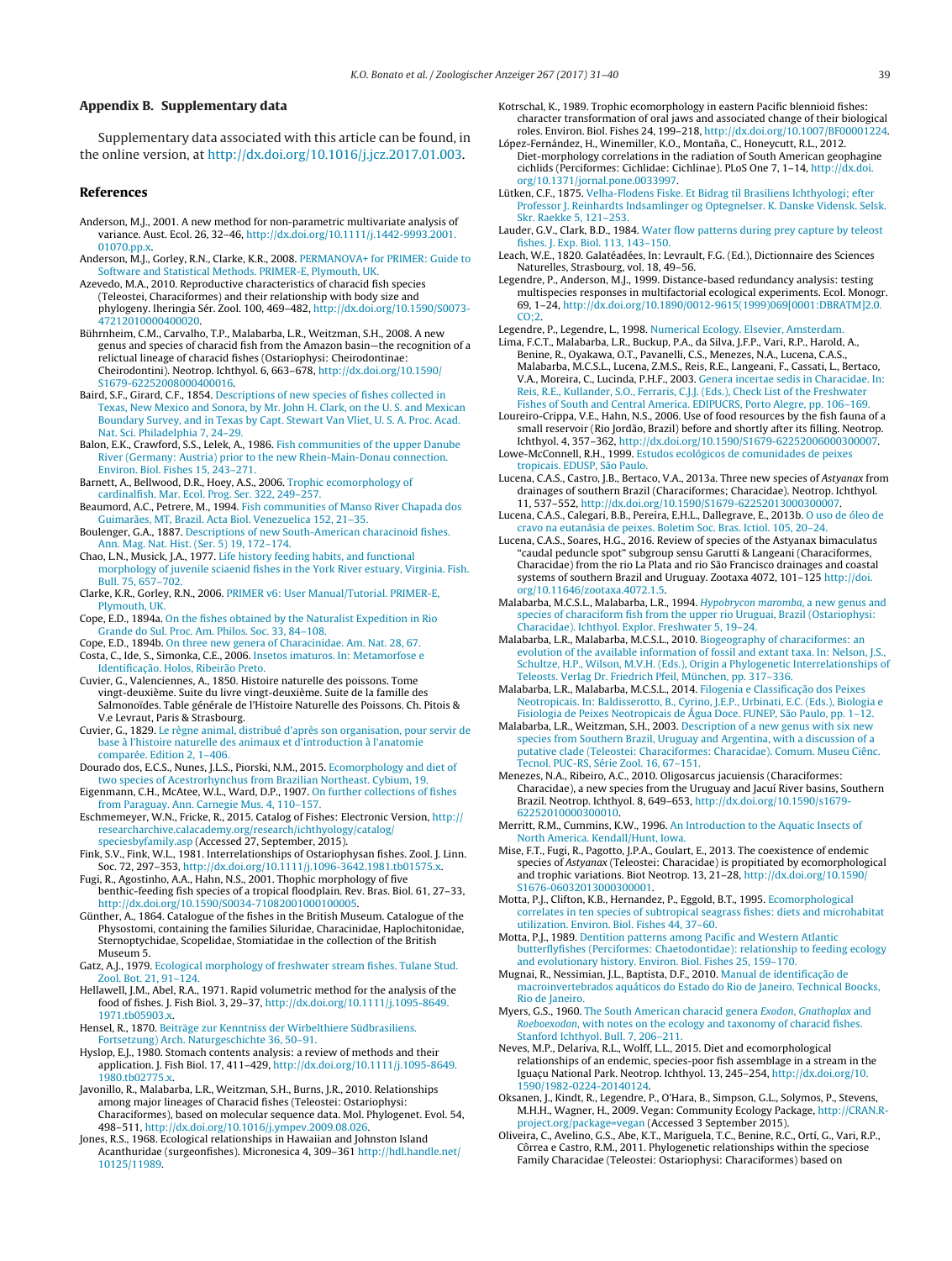## Appendix B. Supplementary data

Supplementary data associated with this article can be found, in the online version, at http://dx.doi.org/10.1016/j.jcz.2017.01.003.

## References

Anderson, M.J., 2001. A new method for non-parametric multivariate analysis of variance. Aust. Ecol. 26, 32–46, http://dx.doi.org/10.1111/j.1442-9993.2001.01070.pp.x.

Anderson, M.J., Gorley, R.N., Clarke, K.R., 2008. PERMANOVA+ for PRIMER: Guide to Software and Statistical Methods. PRIMER-E, Plymouth, UK.

Azevedo, M.A., 2010. Reproductive characteristics of characid fish species (Teleostei, Characiformes) and their relationship with body size and phylogeny. Iheringia Sér. Zool. 100, 469–482, http://dx.doi.org/10.1590/S0073-47212010000400020.

Bührnheim, C.M., Carvalho, T.P., Malabarba, L.R., Weitzman, S.H., 2008. A new genus and species of characid fish from the Amazon basin—the recognition of a relictual lineage of characid fishes (Ostariophysi: Cheirodontinae: Cheirodontini). Neotrop. Ichthyol. 6, 663–678, http://dx.doi.org/10.1590/S1679-62252008000400016.

Baird, S.F., Girard, C.F., 1854. Descriptions of new species of fishes collected in Texas, New Mexico and Sonora, by Mr. John H. Clark, on the U. S. and Mexican Boundary Survey, and in Texas by Capt. Stewart Van Vliet, U. S. A. Proc. Acad. Nat. Sci. Philadelphia 7, 24–29.

Balon, E.K., Crawford, S.S., Lelek, A., 1986. Fish communities of the upper Danube River (Germany: Austria) prior to the new Rhein-Main-Donau connection. Environ. Biol. Fishes 15, 243–271.

Barnett, A., Bellwood, D.R., Hoey, A.S., 2006. Trophic ecomorphology of cardinalfish. Mar. Ecol. Prog. Ser. 322, 249–257.

Beaumord, A.C., Petrere, M., 1994. Fish communities of Manso River Chapada dos Guimarães, MT, Brazil. Acta Biol. Venezuelica 152, 21–35.

Boulenger, G.A., 1887. Descriptions of new South-American characinoid fishes. Ann. Mag. Nat. Hist. (Ser. 5) 19, 172–174.

Chao, L.N., Musick, J.A., 1977. Life history feeding habits, and functional morphology of juvenile sciaenid fishes in the York River estuary, Virginia. Fish. Bull. 75, 657–702.

Clarke, K.R., Gorley, R.N., 2006. PRIMER v6: User Manual/Tutorial. PRIMER-E, Plymouth, UK.

Cope, E.D., 1894a. On the fishes obtained by the Naturalist Expedition in Rio Grande do Sul. Proc. Am. Philos. Soc. 33, 84–108.

Cope, E.D., 1894b. On three new genera of Characinidae. Am. Nat. 28, 67.

Costa, C., Ide, S., Simonka, C.E., 2006. Insetos imaturos. In: Metamorfose e Identificação. Holos, Ribeirão Preto.

Cuvier, G., Valenciennes, A., 1850. Histoire naturelle des poissons. Tome vingt-deuxième. Suite du livre vingt-deuxième. Suite de la famille des Salmonoïdes. Table générale de l'Histoire Naturelle des Poissons. Ch. Pitois & V.e Levraut, Paris & Strasbourg.

Cuvier, G., 1829. Le règne animal, distribué d'après son organisation, pour servir de base à l'histoire naturelle des animaux et d'introduction à l'anatomie comparée. Edition 2, 1–406.

Dourado dos, E.C.S., Nunes, J.L.S., Piorski, N.M., 2015. Ecomorphology and diet of two species of Acestrorhynchus from Brazilian Northeast. Cybium, 19.

Eigenmann, C.H., McAtee, W.L., Ward, D.P., 1907. On further collections of fishes from Paraguay. Ann. Carnegie Mus. 4, 110–157.

Eschmemeyer, W.N., Fricke, R., 2015. Catalog of Fishes: Electronic Version, http://researcharchive.calacademy.org/research/ichthyology/catalog/speciesbyfamily.asp (Accessed 27, September, 2015).

Fink, S.V., Fink, W.L., 1981. Interrelationships of Ostariophysan fishes. Zool. J. Linn. Soc. 72, 297–353, http://dx.doi.org/10.1111/j.1096-3642.1981.tb01575.x.

Fugi, R., Agostinho, A.A., Hahn, N.S., 2001. Thophic morphology of five benthic-feeding fish species of a tropical floodplain. Rev. Bras. Biol. 61, 27–33, http://dx.doi.org/10.1590/S0034-71082001000100005.

Günther, A., 1864. Catalogue of the fishes in the British Museum. Catalogue of the Physostomi, containing the families Siluridae, Characinidae, Haplochitonidae, Sternoptychidae, Scopelidae, Stomiatidae in the collection of the British Museum 5.

Gatz, A.J., 1979. Ecological morphology of freshwater stream fishes. Tulane Stud. Zool. Bot. 21, 91–124.

Hellawell, J.M., Abel, R.A., 1971. Rapid volumetric method for the analysis of the food of fishes. J. Fish Biol. 3, 29–37, http://dx.doi.org/10.1111/j.1095-8649.1971.tb05903.x.

Hensel, R., 1870. Beiträge zur Kenntniss der Wirbelthiere Südbrasiliens. Fortsetzung) Arch. Naturgeschichte 36, 50–91.

Hyslop, E.J., 1980. Stomach contents analysis: a review of methods and their application. J. Fish Biol. 17, 411–429, http://dx.doi.org/10.1111/j.1095-8649.1980.tb02775.x.

Javonillo, R., Malabarba, L.R., Weitzman, S.H., Burns, J.R., 2010. Relationships among major lineages of Characid fishes (Teleostei: Ostariophysi: Characiformes), based on molecular sequence data. Mol. Phylogenet. Evol. 54, 498–511, http://dx.doi.org/10.1016/j.ympev.2009.08.026.

Jones, R.S., 1968. Ecological relationships in Hawaiian and Johnston Island Acanthuridae (surgeonfishes). Micronesica 4, 309–361 http://hdl.handle.net/10125/11989.

Kotrschal, K., 1989. Trophic ecomorphology in eastern Pacific blennioid fishes: character transformation of oral jaws and associated change of their biological roles. Environ. Biol. Fishes 24, 199–218, http://dx.doi.org/10.1007/BF00001224.

López-Fernández, H., Winemiller, K.O., Montaña, C., Honeycutt, R.L., 2012. Diet-morphology correlations in the radiation of South American geophagine cichlids (Perciformes: Cichlidae: Cichlinae). PLoS One 7, 1–14, http://dx.doi.org/10.1371/jornal.pone.0033997.

Lütken, C.F., 1875. Velha-Flodens Fiske. Et Bidrag til Brasiliens Ichthyologi; efter Professor J. Reinhardts Indsamlinger og Optegnelser. K. Danske Vidensk. Selsk. Skr. Raekke 5, 121–253.

Lauder, G.V., Clark, B.D., 1984. Water flow patterns during prey capture by teleost fishes. J. Exp. Biol. 113, 143–150.

Leach, W.E., 1820. Galatéadées, In: Levrault, F.G. (Ed.), Dictionnaire des Sciences Naturelles, Strasbourg, vol. 18, 49–56.

Legendre, P., Anderson, M.J., 1999. Distance-based redundancy analysis: testing multispecies responses in multifactorial ecological experiments. Ecol. Monogr. 69, 1–24, http://dx.doi.org/10.1890/0012-9615(1999)069[0001:DBRATM]2.0.CO;2.

Legendre, P., Legendre, L., 1998. Numerical Ecology. Elsevier, Amsterdam.

Lima, F.C.T., Malabarba, L.R., Buckup, P.A., da Silva, J.F.P., Vari, R.P., Harold, A., Benine, R., Oyakawa, O.T., Pavanelli, C.S., Menezes, N.A., Lucena, C.A.S., Malabarba, M.C.S.L., Lucena, Z.M.S., Reis, R.E., Langeani, F., Cassati, L., Bertaco, V.A., Moreira, C., Lucinda, P.H.F., 2003. Genera incertae sedis in Characidae. In: Reis, R.E., Kullander, S.O., Ferraris, C.J.J. (Eds.), Check List of the Freshwater Fishes of South and Central America. EDIPUCRS, Porto Alegre, pp. 106–169.

Loureiro-Crippa, V.E., Hahn, N.S., 2006. Use of food resources by the fish fauna of a small reservoir (Rio Jordão, Brazil) before and shortly after its filling. Neotrop. Ichthyol. 4, 357–362, http://dx.doi.org/10.1590/S1679-62252006000300007.

Lowe-McConnell, R.H., 1999. Estudos ecológicos de comunidades de peixes tropicais. EDUSP, São Paulo.

Lucena, C.A.S., Castro, J.B., Bertaco, V.A., 2013a. Three new species of *Astyanax* from drainages of southern Brazil (Characiformes; Characidae). Neotrop. Ichthyol. 11, 537–552, http://dx.doi.org/10.1590/S1679-62252013000300007.

Lucena, C.A.S., Calegari, B.B., Pereira, E.H.L., Dallegrave, E., 2013b. O uso de óleo de cravo na eutanásia de peixes. Boletim Soc. Bras. Ictiol. 105, 20–24.

Lucena, C.A.S., Soares, H.G., 2016. Review of species of the Astyanax bimaculatus "caudal peduncle spot" subgroup sensu Garutti & Langeani (Characiformes, Characidae) from the rio La Plata and rio São Francisco drainages and coastal systems of southern Brazil and Uruguay. Zootaxa 4072, 101–125 http://doi.org/10.11646/zootaxa.4072.1.5.

Malabarba, M.C.S.L., Malabarba, L.R., 1994. *Hypobrycon maromba*, a new genus and species of characiform fish from the upper rio Uruguai, Brazil (Ostariophysi: Characidae). Ichthyol. Explor. Freshwater 5, 19–24.

Malabarba, L.R., Malabarba, M.C.S.L., 2010. Biogeography of characiformes: an evolution of the available information of fossil and extant taxa. In: Nelson, J.S., Schultze, H.P., Wilson, M.V.H. (Eds.), Origin a Phylogenetic Interrelationships of Teleosts. Verlag Dr. Friedrich Pfeil, München, pp. 317–336.

Malabarba, L.R., Malabarba, M.C.S.L., 2014. Filogenia e Classificação dos Peixes Neotropicais. In: Baldisserotto, B., Cyrino, J.E.P., Urbinati, E.C. (Eds.), Biologia e Fisiologia de Peixes Neotropicais de Água Doce. FUNEP, São Paulo, pp. 1–12.

Malabarba, L.R., Weitzman, S.H., 2003. Description of a new genus with six new species from Southern Brazil, Uruguay and Argentina, with a discussion of a putative clade (Teleostei: Characiformes: Characidae). Comum. Museu Ciênc. Tecnol. PUC-RS, Série Zool. 16, 67–151.

Menezes, N.A., Ribeiro, A.C., 2010. Oligosarcus jacuiensis (Characiformes: Characidae), a new species from the Uruguay and Jacuí River basins, Southern Brazil. Neotrop. Ichthyol. 8, 649–653, http://dx.doi.org/10.1590/s1679-62252010000300010.

Merritt, R.M., Cummins, K.W., 1996. An Introduction to the Aquatic Insects of North America. Kendall/Hunt, Iowa.

Mise, F.T., Fugi, R., Pagotto, J.P.A., Goulart, E., 2013. The coexistence of endemic species of *Astyanax* (Teleostei: Characidae) is propitiated by ecomorphological and trophic variations. Biot Neotrop. 13, 21–28, http://dx.doi.org/10.1590/S1676-06032013000300001.

Motta, P.J., Clifton, K.B., Hernandez, P., Eggold, B.T., 1995. Ecomorphological correlates in ten species of subtropical seagrass fishes: diets and microhabitat utilization. Environ. Biol. Fishes 44, 37–60.

Motta, P.J., 1989. Dentition patterns among Pacific and Western Atlantic butterflyfishes (Perciformes: Chaetodontidae): relationship to feeding ecology and evolutionary history. Environ. Biol. Fishes 25, 159–170.

Mugnai, R., Nessimian, J.L., Baptista, D.F., 2010. Manual de identificação de macroinvertebrados aquáticos do Estado do Rio de Janeiro. Technical Boocks, Rio de Janeiro.

Myers, G.S., 1960. The South American characid genera *Exodon*, *Gnathoplax* and *Roeboexodon*, with notes on the ecology and taxonomy of characid fishes. Stanford Ichthyol. Bull. 7, 206–211.

Neves, M.P., Delariva, R.L., Wolff, L.L., 2015. Diet and ecomorphological relationships of an endemic, species-poor fish assemblage in a stream in the Iguaçu National Park. Neotrop. Ichthyol. 13, 245–254, http://dx.doi.org/10.1590/1982-0224-20140124.

Oksanen, J., Kindt, R., Legendre, P., O'Hara, B., Simpson, G.L., Solymos, P., Stevens, M.H.H., Wagner, H., 2009. Vegan: Community Ecology Package, http://CRAN.R-project.org/package=vegan (Accessed 3 September 2015).

Oliveira, C., Avelino, G.S., Abe, K.T., Mariguela, T.C., Benine, R.C., Ortí, G., Vari, R.P., Côrrea e Castro, R.M., 2011. Phylogenetic relationships within the speciose Family Characidae (Teleostei: Ostariophysi: Characiformes) based on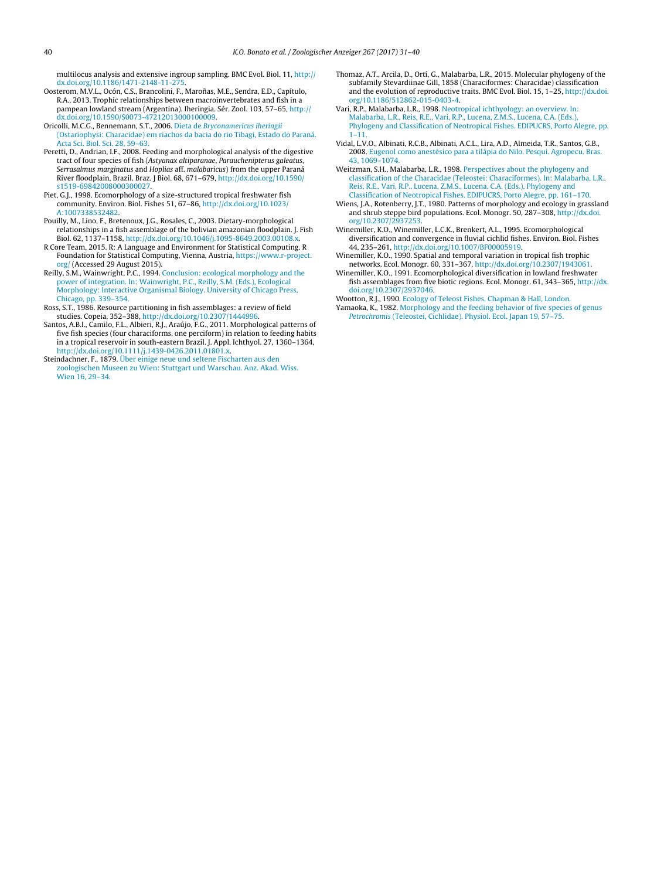multilocus analysis and extensive ingroup sampling. BMC Evol. Biol. 11, http://dx.doi.org/10.1186/1471-2148-11-275.

Oosterom, M.V.L., Ocón, C.S., Brancolini, F., Maroñas, M.E., Sendra, E.D., Capítulo, R.A., 2013. Trophic relationships between macroinvertebrates and fish in a pampean lowland stream (Argentina). Iheringia. Sér. Zool. 103, 57–65, http://dx.doi.org/10.1590/S0073-47212013000100009.

Oricolli, M.C.G., Bennemann, S.T., 2006. Dieta de *Bryconamericus iheringii* (Ostariophysi: Characidae) em riachos da bacia do rio Tibagi, Estado do Paraná. Acta Sci. Biol. Sci. 28, 59–63.

Peretti, D., Andrian, I.F., 2008. Feeding and morphological analysis of the digestive tract of four species of fish (*Astyanax altiparanae*, *Parauchenipterus galeatus*, *Serrasalmus marginatus* and *Hoplias* aff. *malabaricus*) from the upper Paraná River floodplain, Brazil. Braz. J Biol. 68, 671–679, http://dx.doi.org/10.1590/s1519-69842008000300027.

Piet, G.J., 1998. Ecomorphology of a size-structured tropical freshwater fish community. Environ. Biol. Fishes 51, 67–86, http://dx.doi.org/10.1023/A:1007338532482.

Pouilly, M., Lino, F., Bretenoux, J.G., Rosales, C., 2003. Dietary-morphological relationships in a fish assemblage of the bolivian amazonian floodplain. J. Fish Biol. 62, 1137–1158, http://dx.doi.org/10.1046/j.1095-8649.2003.00108.x.

R Core Team, 2015. R: A Language and Environment for Statistical Computing. R Foundation for Statistical Computing, Vienna, Austria, https://www.r-project.org/ (Accessed 29 August 2015).

Reilly, S.M., Wainwright, P.C., 1994. Conclusion: ecological morphology and the power of integration. In: Wainwright, P.C., Reilly, S.M. (Eds.), Ecological Morphology: Interactive Organismal Biology. University of Chicago Press, Chicago, pp. 339–354.

Ross, S.T., 1986. Resource partitioning in fish assemblages: a review of field studies. Copeia, 352–388, http://dx.doi.org/10.2307/1444996.

Santos, A.B.I., Camilo, F.L., Albieri, R.J., Araújo, F.G., 2011. Morphological patterns of five fish species (four characiforms, one perciform) in relation to feeding habits in a tropical reservoir in south-eastern Brazil. J. Appl. Ichthyol. 27, 1360–1364, http://dx.doi.org/10.1111/j.1439-0426.2011.01801.x.

Steindachner, F., 1879. Über einige neue und seltene Fischarten aus den zoologischen Museen zu Wien: Stuttgart und Warschau. Anz. Akad. Wiss. Wien 16, 29–34.

Thomaz, A.T., Arcila, D., Ortí, G., Malabarba, L.R., 2015. Molecular phylogeny of the subfamily Stevardiinae Gill, 1858 (Characiformes: Characidae) classification and the evolution of reproductive traits. BMC Evol. Biol. 15, 1–25, http://dx.doi.org/10.1186/512862-015-0403-4.

Vari, R.P., Malabarba, L.R., 1998. Neotropical ichthyology: an overview. In: Malabarba, L.R., Reis, R.E., Vari, R.P., Lucena, Z.M.S., Lucena, C.A. (Eds.), Phylogeny and Classification of Neotropical Fishes. EDIPUCRS, Porto Alegre, pp. 1–11.

Vidal, L.V.O., Albinati, R.C.B., Albinati, A.C.L., Lira, A.D., Almeida, T.R., Santos, G.B., 2008. Eugenol como anestésico para a tilápia do Nilo. Pesqui. Agropecu. Bras. 43, 1069–1074.

Weitzman, S.H., Malabarba, L.R., 1998. Perspectives about the phylogeny and classification of the Characidae (Teleostei: Characiformes). In: Malabarba, L.R., Reis, R.E., Vari, R.P., Lucena, Z.M.S., Lucena, C.A. (Eds.), Phylogeny and Classification of Neotropical Fishes. EDIPUCRS, Porto Alegre, pp. 161–170.

Wiens, J.A., Rotenberry, J.T., 1980. Patterns of morphology and ecology in grassland and shrub steppe bird populations. Ecol. Monogr. 50, 287–308, http://dx.doi.org/10.2307/2937253.

Winemiller, K.O., Winemiller, L.C.K., Brenkert, A.L., 1995. Ecomorphological diversification and convergence in fluvial cichlid fishes. Environ. Biol. Fishes 44, 235–261, http://dx.doi.org/10.1007/BF00005919.

Winemiller, K.O., 1990. Spatial and temporal variation in tropical fish trophic networks. Ecol. Monogr. 60, 331–367, http://dx.doi.org/10.2307/1943061.

Winemiller, K.O., 1991. Ecomorphological diversification in lowland freshwater fish assemblages from five biotic regions. Ecol. Monogr. 61, 343–365, http://dx.doi.org/10.2307/2937046.

Wootton, R.J., 1990. Ecology of Teleost Fishes. Chapman & Hall, London.

Yamaoka, K., 1982. Morphology and the feeding behavior of five species of genus *Petrochromis* (Teleostei, Cichlidae). Physiol. Ecol. Japan 19, 57–75.